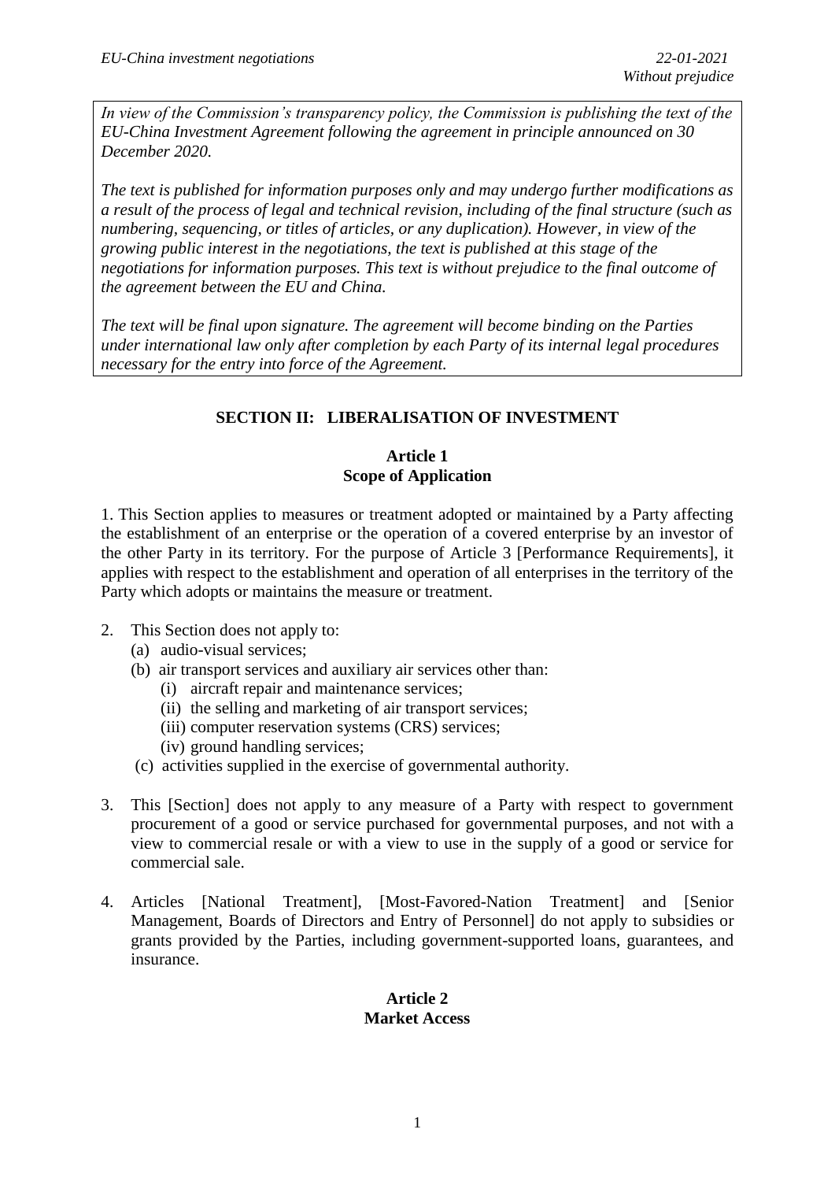*In view of the Commission's transparency policy, the Commission is publishing the text of the EU-China Investment Agreement following the agreement in principle announced on 30 December 2020.*

*The text is published for information purposes only and may undergo further modifications as a result of the process of legal and technical revision, including of the final structure (such as numbering, sequencing, or titles of articles, or any duplication). However, in view of the growing public interest in the negotiations, the text is published at this stage of the negotiations for information purposes. This text is without prejudice to the final outcome of the agreement between the EU and China.*

*The text will be final upon signature. The agreement will become binding on the Parties under international law only after completion by each Party of its internal legal procedures necessary for the entry into force of the Agreement.*

## SECTION II: LIBERALISATION OF INVESTMENT

### Article 1
### Scope of Application

1. This Section applies to measures or treatment adopted or maintained by a Party affecting the establishment of an enterprise or the operation of a covered enterprise by an investor of the other Party in its territory. For the purpose of Article 3 [Performance Requirements], it applies with respect to the establishment and operation of all enterprises in the territory of the Party which adopts or maintains the measure or treatment.

2. This Section does not apply to:
   (a) audio-visual services;
   (b) air transport services and auxiliary air services other than:
      (i) aircraft repair and maintenance services;
      (ii) the selling and marketing of air transport services;
      (iii) computer reservation systems (CRS) services;
      (iv) ground handling services;
   (c) activities supplied in the exercise of governmental authority.

3. This [Section] does not apply to any measure of a Party with respect to government procurement of a good or service purchased for governmental purposes, and not with a view to commercial resale or with a view to use in the supply of a good or service for commercial sale.

4. Articles [National Treatment], [Most-Favored-Nation Treatment] and [Senior Management, Boards of Directors and Entry of Personnel] do not apply to subsidies or grants provided by the Parties, including government-supported loans, guarantees, and insurance.

### Article 2
### Market Access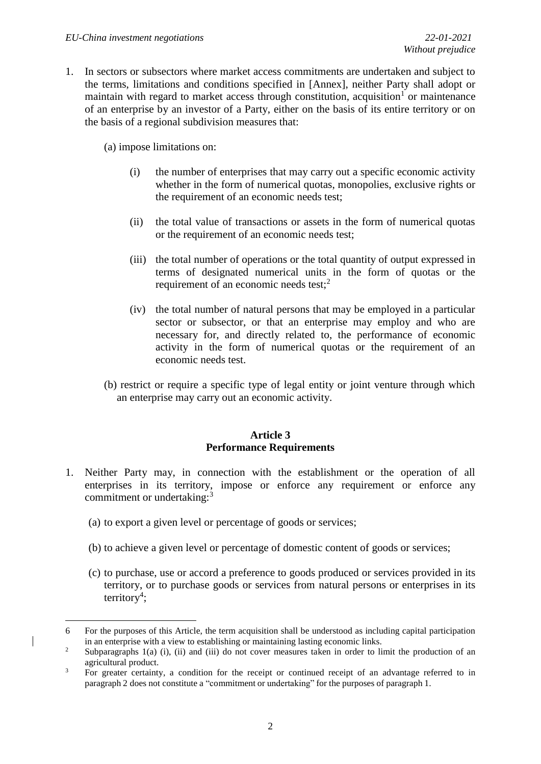1. In sectors or subsectors where market access commitments are undertaken and subject to the terms, limitations and conditions specified in [Annex], neither Party shall adopt or maintain with regard to market access through constitution, acquisition[1] or maintenance of an enterprise by an investor of a Party, either on the basis of its entire territory or on the basis of a regional subdivision measures that:

   (a) impose limitations on:

      (i) the number of enterprises that may carry out a specific economic activity whether in the form of numerical quotas, monopolies, exclusive rights or the requirement of an economic needs test;

      (ii) the total value of transactions or assets in the form of numerical quotas or the requirement of an economic needs test;

      (iii) the total number of operations or the total quantity of output expressed in terms of designated numerical units in the form of quotas or the requirement of an economic needs test;[2]

      (iv) the total number of natural persons that may be employed in a particular sector or subsector, or that an enterprise may employ and who are necessary for, and directly related to, the performance of economic activity in the form of numerical quotas or the requirement of an economic needs test.

   (b) restrict or require a specific type of legal entity or joint venture through which an enterprise may carry out an economic activity.

## Article 3
## Performance Requirements

1. Neither Party may, in connection with the establishment or the operation of all enterprises in its territory, impose or enforce any requirement or enforce any commitment or undertaking:[3]

   (a) to export a given level or percentage of goods or services;

   (b) to achieve a given level or percentage of domestic content of goods or services;

   (c) to purchase, use or accord a preference to goods produced or services provided in its territory, or to purchase goods or services from natural persons or enterprises in its territory[4];

---

6 For the purposes of this Article, the term acquisition shall be understood as including capital participation in an enterprise with a view to establishing or maintaining lasting economic links.

2 Subparagraphs 1(a) (i), (ii) and (iii) do not cover measures taken in order to limit the production of an agricultural product.

3 For greater certainty, a condition for the receipt or continued receipt of an advantage referred to in paragraph 2 does not constitute a "commitment or undertaking" for the purposes of paragraph 1.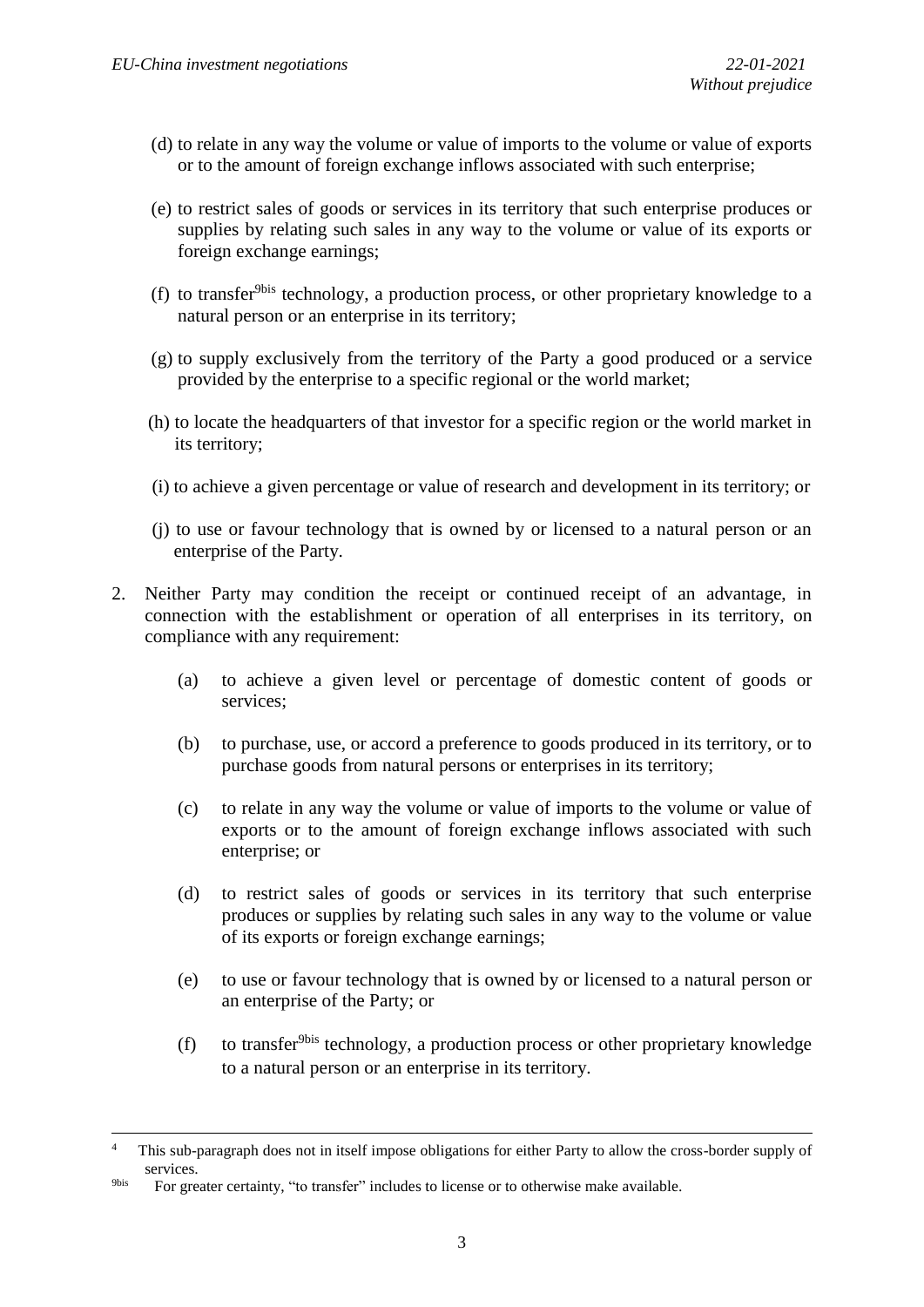(d) to relate in any way the volume or value of imports to the volume or value of exports or to the amount of foreign exchange inflows associated with such enterprise;

(e) to restrict sales of goods or services in its territory that such enterprise produces or supplies by relating such sales in any way to the volume or value of its exports or foreign exchange earnings;

(f) to transfer[9bis] technology, a production process, or other proprietary knowledge to a natural person or an enterprise in its territory;

(g) to supply exclusively from the territory of the Party a good produced or a service provided by the enterprise to a specific regional or the world market;

(h) to locate the headquarters of that investor for a specific region or the world market in its territory;

(i) to achieve a given percentage or value of research and development in its territory; or

(j) to use or favour technology that is owned by or licensed to a natural person or an enterprise of the Party.

2. Neither Party may condition the receipt or continued receipt of an advantage, in connection with the establishment or operation of all enterprises in its territory, on compliance with any requirement:

   (a) to achieve a given level or percentage of domestic content of goods or services;

   (b) to purchase, use, or accord a preference to goods produced in its territory, or to purchase goods from natural persons or enterprises in its territory;

   (c) to relate in any way the volume or value of imports to the volume or value of exports or to the amount of foreign exchange inflows associated with such enterprise; or

   (d) to restrict sales of goods or services in its territory that such enterprise produces or supplies by relating such sales in any way to the volume or value of its exports or foreign exchange earnings;

   (e) to use or favour technology that is owned by or licensed to a natural person or an enterprise of the Party; or

   (f) to transfer[9bis] technology, a production process or other proprietary knowledge to a natural person or an enterprise in its territory.

---

[4] This sub-paragraph does not in itself impose obligations for either Party to allow the cross-border supply of services.

[9bis] For greater certainty, "to transfer" includes to license or to otherwise make available.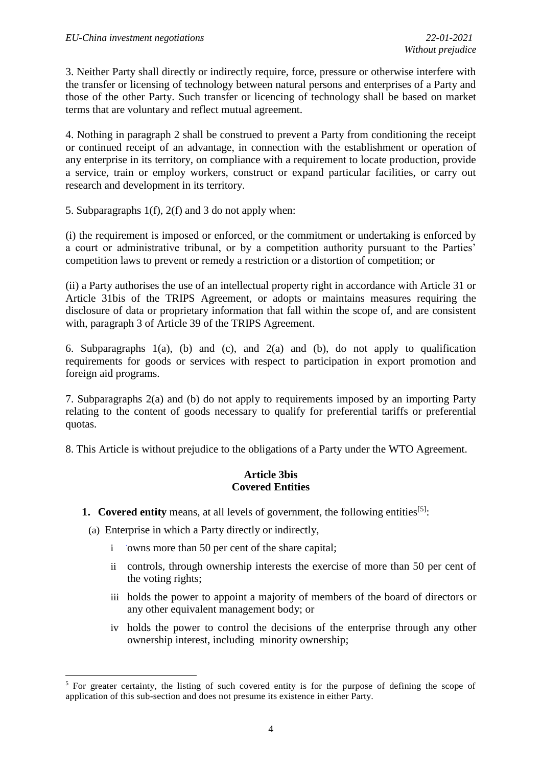3. Neither Party shall directly or indirectly require, force, pressure or otherwise interfere with the transfer or licensing of technology between natural persons and enterprises of a Party and those of the other Party. Such transfer or licencing of technology shall be based on market terms that are voluntary and reflect mutual agreement.

4. Nothing in paragraph 2 shall be construed to prevent a Party from conditioning the receipt or continued receipt of an advantage, in connection with the establishment or operation of any enterprise in its territory, on compliance with a requirement to locate production, provide a service, train or employ workers, construct or expand particular facilities, or carry out research and development in its territory.

5. Subparagraphs 1(f), 2(f) and 3 do not apply when:

(i) the requirement is imposed or enforced, or the commitment or undertaking is enforced by a court or administrative tribunal, or by a competition authority pursuant to the Parties' competition laws to prevent or remedy a restriction or a distortion of competition; or

(ii) a Party authorises the use of an intellectual property right in accordance with Article 31 or Article 31bis of the TRIPS Agreement, or adopts or maintains measures requiring the disclosure of data or proprietary information that fall within the scope of, and are consistent with, paragraph 3 of Article 39 of the TRIPS Agreement.

6. Subparagraphs 1(a), (b) and (c), and 2(a) and (b), do not apply to qualification requirements for goods or services with respect to participation in export promotion and foreign aid programs.

7. Subparagraphs 2(a) and (b) do not apply to requirements imposed by an importing Party relating to the content of goods necessary to qualify for preferential tariffs or preferential quotas.

8. This Article is without prejudice to the obligations of a Party under the WTO Agreement.

**Article 3bis**
**Covered Entities**

1. **Covered entity** means, at all levels of government, the following entities[5]:

   (a) Enterprise in which a Party directly or indirectly,

   i. owns more than 50 per cent of the share capital;

   ii. controls, through ownership interests the exercise of more than 50 per cent of the voting rights;

   iii. holds the power to appoint a majority of members of the board of directors or any other equivalent management body; or

   iv. holds the power to control the decisions of the enterprise through any other ownership interest, including minority ownership;

---

[5] For greater certainty, the listing of such covered entity is for the purpose of defining the scope of application of this sub-section and does not presume its existence in either Party.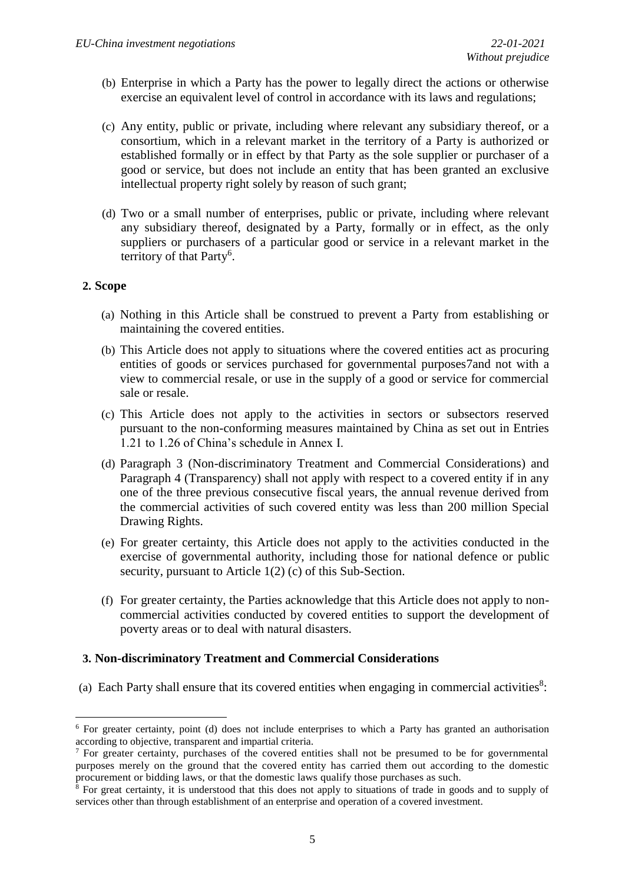(b) Enterprise in which a Party has the power to legally direct the actions or otherwise exercise an equivalent level of control in accordance with its laws and regulations;

(c) Any entity, public or private, including where relevant any subsidiary thereof, or a consortium, which in a relevant market in the territory of a Party is authorized or established formally or in effect by that Party as the sole supplier or purchaser of a good or service, but does not include an entity that has been granted an exclusive intellectual property right solely by reason of such grant;

(d) Two or a small number of enterprises, public or private, including where relevant any subsidiary thereof, designated by a Party, formally or in effect, as the only suppliers or purchasers of a particular good or service in a relevant market in the territory of that Party[6].

**2. Scope**

(a) Nothing in this Article shall be construed to prevent a Party from establishing or maintaining the covered entities.

(b) This Article does not apply to situations where the covered entities act as procuring entities of goods or services purchased for governmental purposes7and not with a view to commercial resale, or use in the supply of a good or service for commercial sale or resale.

(c) This Article does not apply to the activities in sectors or subsectors reserved pursuant to the non-conforming measures maintained by China as set out in Entries 1.21 to 1.26 of China's schedule in Annex I.

(d) Paragraph 3 (Non-discriminatory Treatment and Commercial Considerations) and Paragraph 4 (Transparency) shall not apply with respect to a covered entity if in any one of the three previous consecutive fiscal years, the annual revenue derived from the commercial activities of such covered entity was less than 200 million Special Drawing Rights.

(e) For greater certainty, this Article does not apply to the activities conducted in the exercise of governmental authority, including those for national defence or public security, pursuant to Article 1(2) (c) of this Sub-Section.

(f) For greater certainty, the Parties acknowledge that this Article does not apply to non-commercial activities conducted by covered entities to support the development of poverty areas or to deal with natural disasters.

**3. Non-discriminatory Treatment and Commercial Considerations**

(a) Each Party shall ensure that its covered entities when engaging in commercial activities[8]:

---

[6] For greater certainty, point (d) does not include enterprises to which a Party has granted an authorisation according to objective, transparent and impartial criteria.

[7] For greater certainty, purchases of the covered entities shall not be presumed to be for governmental purposes merely on the ground that the covered entity has carried them out according to the domestic procurement or bidding laws, or that the domestic laws qualify those purchases as such.

[8] For great certainty, it is understood that this does not apply to situations of trade in goods and to supply of services other than through establishment of an enterprise and operation of a covered investment.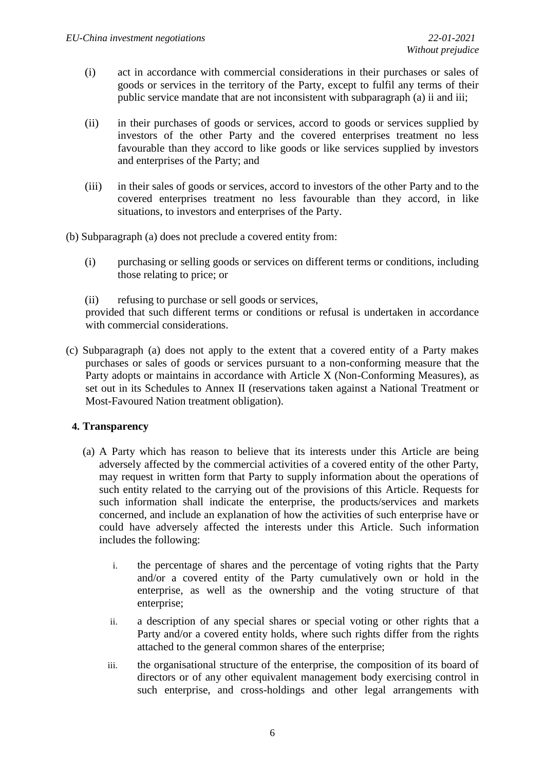(i) act in accordance with commercial considerations in their purchases or sales of goods or services in the territory of the Party, except to fulfil any terms of their public service mandate that are not inconsistent with subparagraph (a) ii and iii;

(ii) in their purchases of goods or services, accord to goods or services supplied by investors of the other Party and the covered enterprises treatment no less favourable than they accord to like goods or like services supplied by investors and enterprises of the Party; and

(iii) in their sales of goods or services, accord to investors of the other Party and to the covered enterprises treatment no less favourable than they accord, in like situations, to investors and enterprises of the Party.

(b) Subparagraph (a) does not preclude a covered entity from:

(i) purchasing or selling goods or services on different terms or conditions, including those relating to price; or

(ii) refusing to purchase or sell goods or services,

provided that such different terms or conditions or refusal is undertaken in accordance with commercial considerations.

(c) Subparagraph (a) does not apply to the extent that a covered entity of a Party makes purchases or sales of goods or services pursuant to a non-conforming measure that the Party adopts or maintains in accordance with Article X (Non-Conforming Measures), as set out in its Schedules to Annex II (reservations taken against a National Treatment or Most-Favoured Nation treatment obligation).

**4. Transparency**

(a) A Party which has reason to believe that its interests under this Article are being adversely affected by the commercial activities of a covered entity of the other Party, may request in written form that Party to supply information about the operations of such entity related to the carrying out of the provisions of this Article. Requests for such information shall indicate the enterprise, the products/services and markets concerned, and include an explanation of how the activities of such enterprise have or could have adversely affected the interests under this Article. Such information includes the following:

i. the percentage of shares and the percentage of voting rights that the Party and/or a covered entity of the Party cumulatively own or hold in the enterprise, as well as the ownership and the voting structure of that enterprise;

ii. a description of any special shares or special voting or other rights that a Party and/or a covered entity holds, where such rights differ from the rights attached to the general common shares of the enterprise;

iii. the organisational structure of the enterprise, the composition of its board of directors or of any other equivalent management body exercising control in such enterprise, and cross-holdings and other legal arrangements with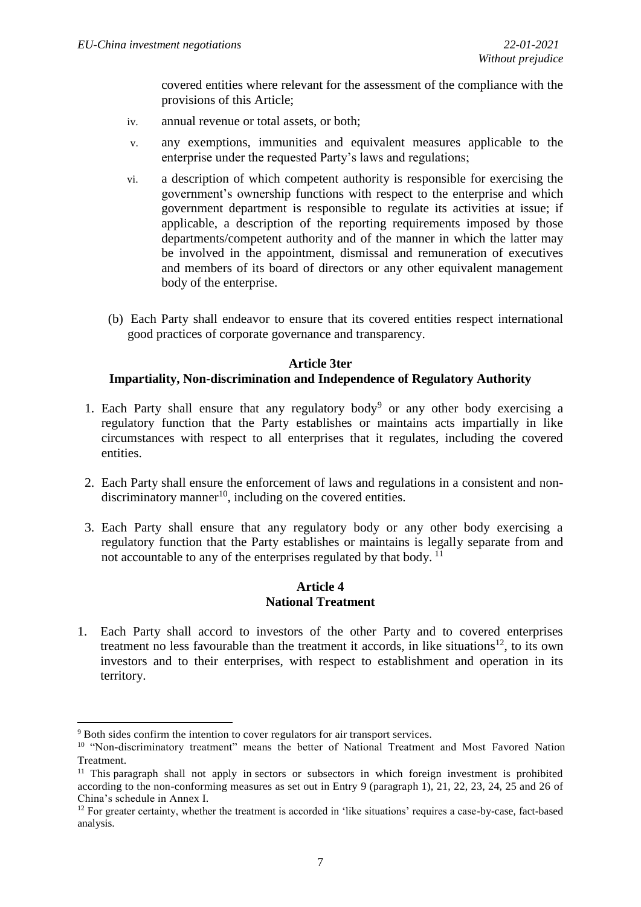covered entities where relevant for the assessment of the compliance with the provisions of this Article;

iv. annual revenue or total assets, or both;

v. any exemptions, immunities and equivalent measures applicable to the enterprise under the requested Party's laws and regulations;

vi. a description of which competent authority is responsible for exercising the government's ownership functions with respect to the enterprise and which government department is responsible to regulate its activities at issue; if applicable, a description of the reporting requirements imposed by those departments/competent authority and of the manner in which the latter may be involved in the appointment, dismissal and remuneration of executives and members of its board of directors or any other equivalent management body of the enterprise.

(b) Each Party shall endeavor to ensure that its covered entities respect international good practices of corporate governance and transparency.

### Article 3ter
### Impartiality, Non-discrimination and Independence of Regulatory Authority

1. Each Party shall ensure that any regulatory body[9] or any other body exercising a regulatory function that the Party establishes or maintains acts impartially in like circumstances with respect to all enterprises that it regulates, including the covered entities.

2. Each Party shall ensure the enforcement of laws and regulations in a consistent and non-discriminatory manner[10], including on the covered entities.

3. Each Party shall ensure that any regulatory body or any other body exercising a regulatory function that the Party establishes or maintains is legally separate from and not accountable to any of the enterprises regulated by that body. [11]

### Article 4
### National Treatment

1. Each Party shall accord to investors of the other Party and to covered enterprises treatment no less favourable than the treatment it accords, in like situations[12], to its own investors and to their enterprises, with respect to establishment and operation in its territory.

---

[9] Both sides confirm the intention to cover regulators for air transport services.

[10] "Non-discriminatory treatment" means the better of National Treatment and Most Favored Nation Treatment.

[11] This paragraph shall not apply in sectors or subsectors in which foreign investment is prohibited according to the non-conforming measures as set out in Entry 9 (paragraph 1), 21, 22, 23, 24, 25 and 26 of China's schedule in Annex I.

[12] For greater certainty, whether the treatment is accorded in 'like situations' requires a case-by-case, fact-based analysis.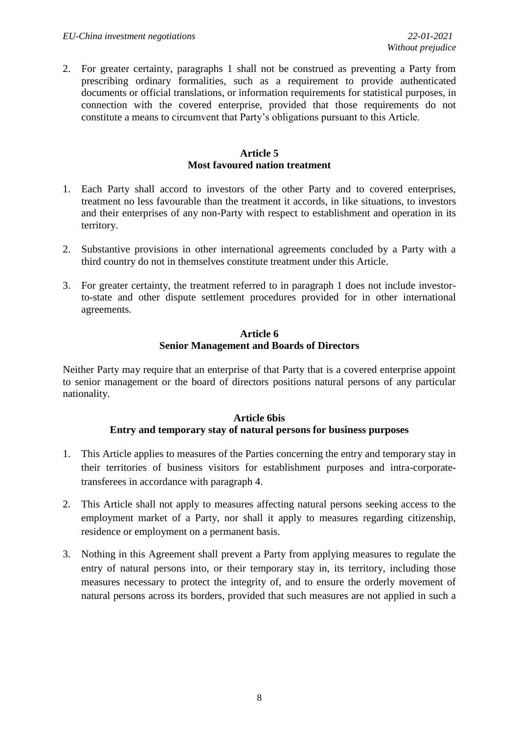2. For greater certainty, paragraphs 1 shall not be construed as preventing a Party from prescribing ordinary formalities, such as a requirement to provide authenticated documents or official translations, or information requirements for statistical purposes, in connection with the covered enterprise, provided that those requirements do not constitute a means to circumvent that Party's obligations pursuant to this Article.

**Article 5**
**Most favoured nation treatment**

1. Each Party shall accord to investors of the other Party and to covered enterprises, treatment no less favourable than the treatment it accords, in like situations, to investors and their enterprises of any non-Party with respect to establishment and operation in its territory.

2. Substantive provisions in other international agreements concluded by a Party with a third country do not in themselves constitute treatment under this Article.

3. For greater certainty, the treatment referred to in paragraph 1 does not include investor-to-state and other dispute settlement procedures provided for in other international agreements.

**Article 6**
**Senior Management and Boards of Directors**

Neither Party may require that an enterprise of that Party that is a covered enterprise appoint to senior management or the board of directors positions natural persons of any particular nationality.

**Article 6bis**
**Entry and temporary stay of natural persons for business purposes**

1. This Article applies to measures of the Parties concerning the entry and temporary stay in their territories of business visitors for establishment purposes and intra-corporate-transferees in accordance with paragraph 4.

2. This Article shall not apply to measures affecting natural persons seeking access to the employment market of a Party, nor shall it apply to measures regarding citizenship, residence or employment on a permanent basis.

3. Nothing in this Agreement shall prevent a Party from applying measures to regulate the entry of natural persons into, or their temporary stay in, its territory, including those measures necessary to protect the integrity of, and to ensure the orderly movement of natural persons across its borders, provided that such measures are not applied in such a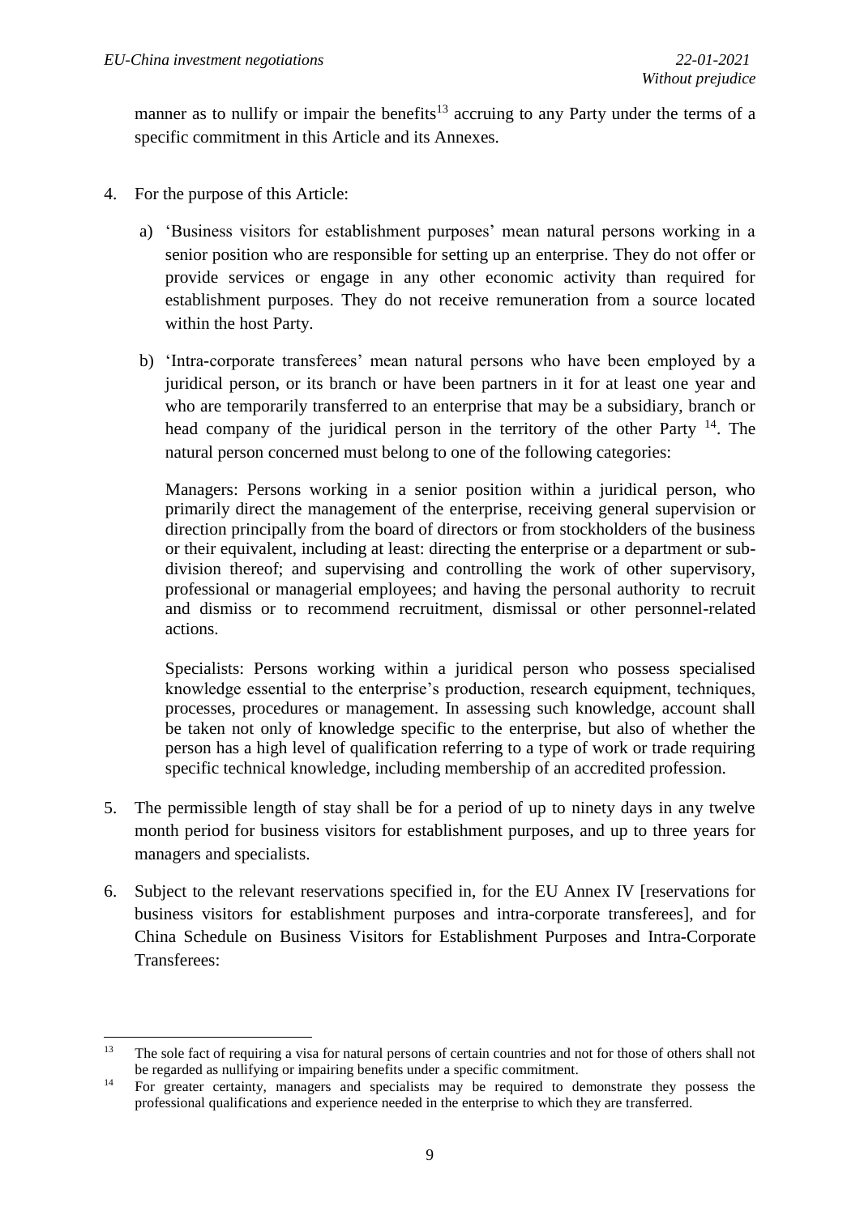manner as to nullify or impair the benefits[13] accruing to any Party under the terms of a specific commitment in this Article and its Annexes.

4. For the purpose of this Article:

   a) 'Business visitors for establishment purposes' mean natural persons working in a senior position who are responsible for setting up an enterprise. They do not offer or provide services or engage in any other economic activity than required for establishment purposes. They do not receive remuneration from a source located within the host Party.

   b) 'Intra-corporate transferees' mean natural persons who have been employed by a juridical person, or its branch or have been partners in it for at least one year and who are temporarily transferred to an enterprise that may be a subsidiary, branch or head company of the juridical person in the territory of the other Party [14]. The natural person concerned must belong to one of the following categories:

   Managers: Persons working in a senior position within a juridical person, who primarily direct the management of the enterprise, receiving general supervision or direction principally from the board of directors or from stockholders of the business or their equivalent, including at least: directing the enterprise or a department or sub-division thereof; and supervising and controlling the work of other supervisory, professional or managerial employees; and having the personal authority to recruit and dismiss or to recommend recruitment, dismissal or other personnel-related actions.

   Specialists: Persons working within a juridical person who possess specialised knowledge essential to the enterprise's production, research equipment, techniques, processes, procedures or management. In assessing such knowledge, account shall be taken not only of knowledge specific to the enterprise, but also of whether the person has a high level of qualification referring to a type of work or trade requiring specific technical knowledge, including membership of an accredited profession.

5. The permissible length of stay shall be for a period of up to ninety days in any twelve month period for business visitors for establishment purposes, and up to three years for managers and specialists.

6. Subject to the relevant reservations specified in, for the EU Annex IV [reservations for business visitors for establishment purposes and intra-corporate transferees], and for China Schedule on Business Visitors for Establishment Purposes and Intra-Corporate Transferees:

---

[13] The sole fact of requiring a visa for natural persons of certain countries and not for those of others shall not be regarded as nullifying or impairing benefits under a specific commitment.

[14] For greater certainty, managers and specialists may be required to demonstrate they possess the professional qualifications and experience needed in the enterprise to which they are transferred.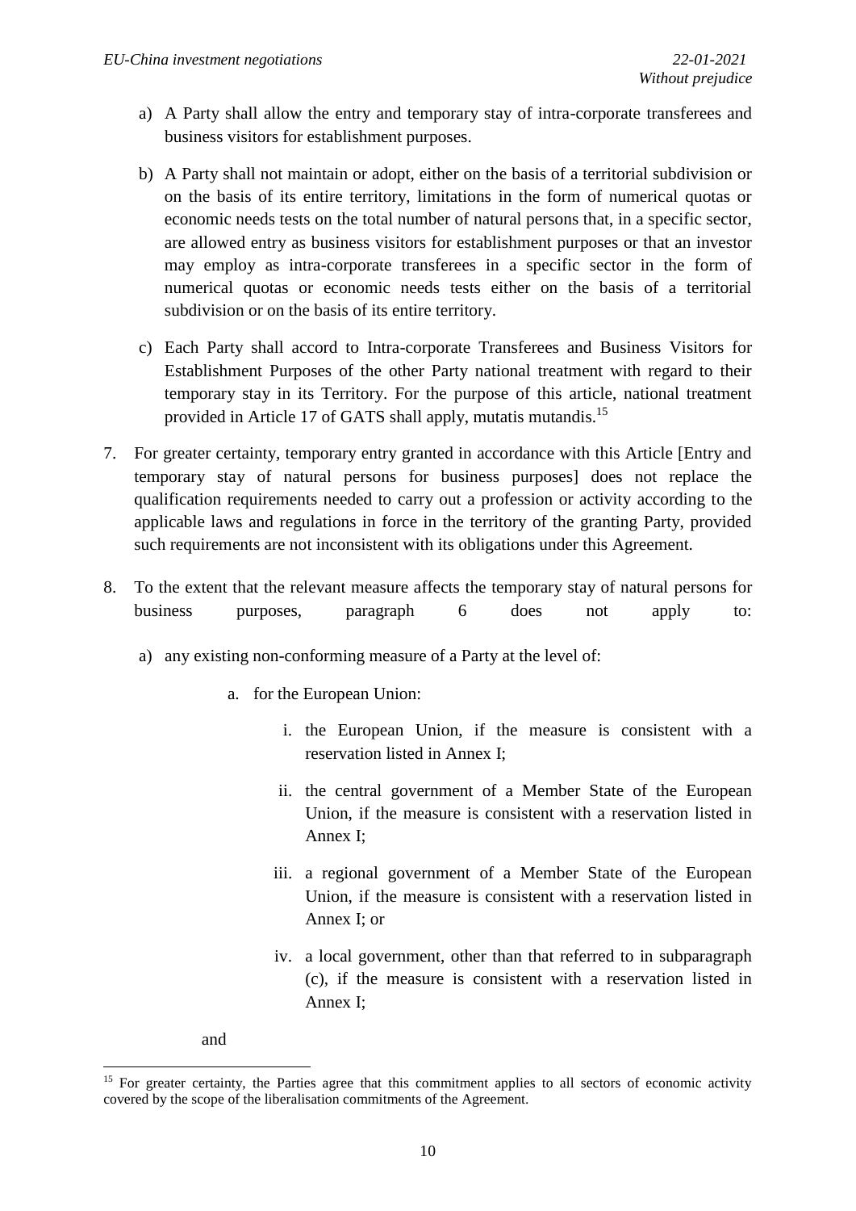a) A Party shall allow the entry and temporary stay of intra-corporate transferees and business visitors for establishment purposes.

b) A Party shall not maintain or adopt, either on the basis of a territorial subdivision or on the basis of its entire territory, limitations in the form of numerical quotas or economic needs tests on the total number of natural persons that, in a specific sector, are allowed entry as business visitors for establishment purposes or that an investor may employ as intra-corporate transferees in a specific sector in the form of numerical quotas or economic needs tests either on the basis of a territorial subdivision or on the basis of its entire territory.

c) Each Party shall accord to Intra-corporate Transferees and Business Visitors for Establishment Purposes of the other Party national treatment with regard to their temporary stay in its Territory. For the purpose of this article, national treatment provided in Article 17 of GATS shall apply, mutatis mutandis.[15]

7. For greater certainty, temporary entry granted in accordance with this Article [Entry and temporary stay of natural persons for business purposes] does not replace the qualification requirements needed to carry out a profession or activity according to the applicable laws and regulations in force in the territory of the granting Party, provided such requirements are not inconsistent with its obligations under this Agreement.

8. To the extent that the relevant measure affects the temporary stay of natural persons for business purposes, paragraph 6 does not apply to:

   a) any existing non-conforming measure of a Party at the level of:

      a. for the European Union:

         i. the European Union, if the measure is consistent with a reservation listed in Annex I;

         ii. the central government of a Member State of the European Union, if the measure is consistent with a reservation listed in Annex I;

         iii. a regional government of a Member State of the European Union, if the measure is consistent with a reservation listed in Annex I; or

         iv. a local government, other than that referred to in subparagraph (c), if the measure is consistent with a reservation listed in Annex I;

      and

[15] For greater certainty, the Parties agree that this commitment applies to all sectors of economic activity covered by the scope of the liberalisation commitments of the Agreement.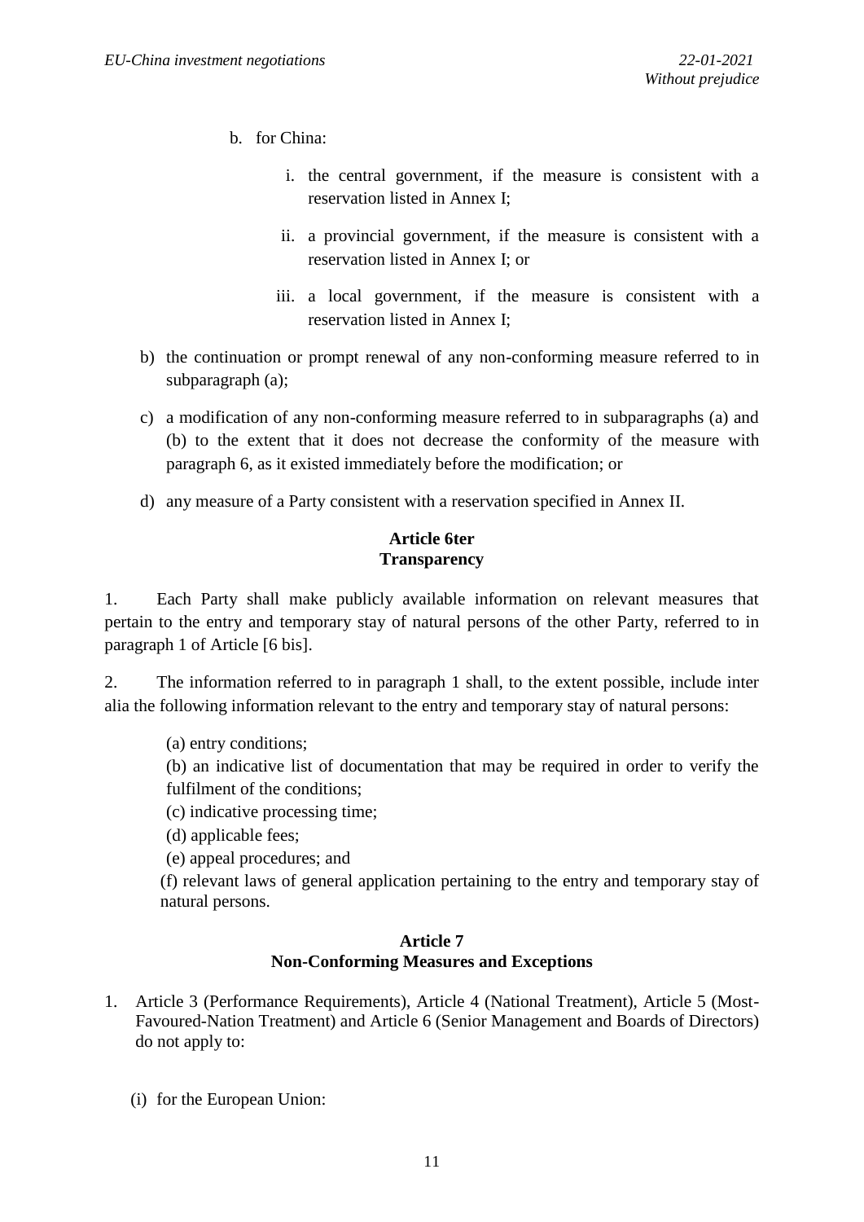b. for China:

   i. the central government, if the measure is consistent with a reservation listed in Annex I;

   ii. a provincial government, if the measure is consistent with a reservation listed in Annex I; or

   iii. a local government, if the measure is consistent with a reservation listed in Annex I;

b) the continuation or prompt renewal of any non-conforming measure referred to in subparagraph (a);

c) a modification of any non-conforming measure referred to in subparagraphs (a) and (b) to the extent that it does not decrease the conformity of the measure with paragraph 6, as it existed immediately before the modification; or

d) any measure of a Party consistent with a reservation specified in Annex II.

**Article 6ter**
**Transparency**

1. Each Party shall make publicly available information on relevant measures that pertain to the entry and temporary stay of natural persons of the other Party, referred to in paragraph 1 of Article [6 bis].

2. The information referred to in paragraph 1 shall, to the extent possible, include inter alia the following information relevant to the entry and temporary stay of natural persons:

(a) entry conditions;
(b) an indicative list of documentation that may be required in order to verify the fulfilment of the conditions;
(c) indicative processing time;
(d) applicable fees;
(e) appeal procedures; and
(f) relevant laws of general application pertaining to the entry and temporary stay of natural persons.

**Article 7**
**Non-Conforming Measures and Exceptions**

1. Article 3 (Performance Requirements), Article 4 (National Treatment), Article 5 (Most-Favoured-Nation Treatment) and Article 6 (Senior Management and Boards of Directors) do not apply to:

   (i) for the European Union: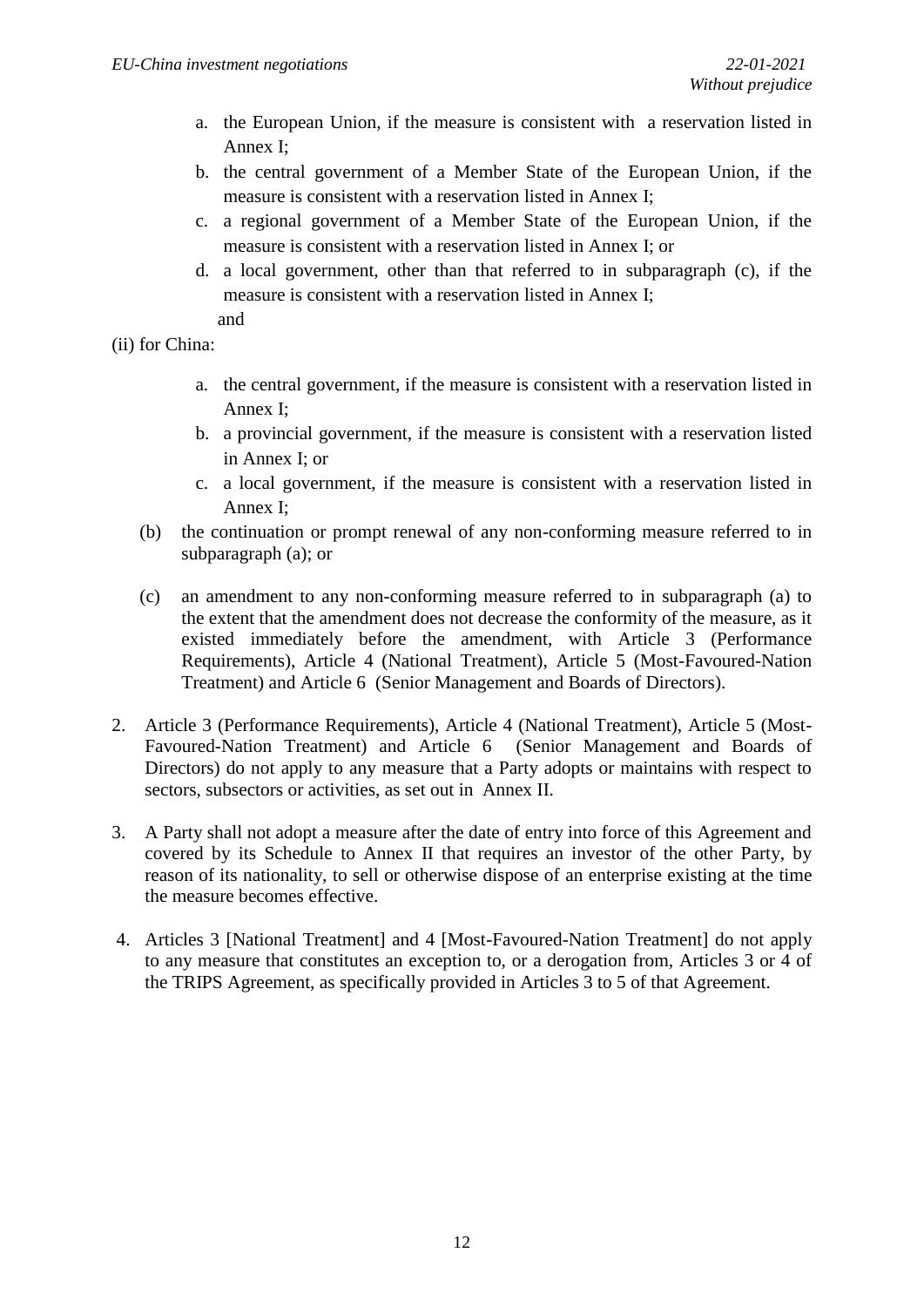a. the European Union, if the measure is consistent with a reservation listed in Annex I;
b. the central government of a Member State of the European Union, if the measure is consistent with a reservation listed in Annex I;
c. a regional government of a Member State of the European Union, if the measure is consistent with a reservation listed in Annex I; or
d. a local government, other than that referred to in subparagraph (c), if the measure is consistent with a reservation listed in Annex I;

and

(ii) for China:

a. the central government, if the measure is consistent with a reservation listed in Annex I;
b. a provincial government, if the measure is consistent with a reservation listed in Annex I; or
c. a local government, if the measure is consistent with a reservation listed in Annex I;

(b) the continuation or prompt renewal of any non-conforming measure referred to in subparagraph (a); or

(c) an amendment to any non-conforming measure referred to in subparagraph (a) to the extent that the amendment does not decrease the conformity of the measure, as it existed immediately before the amendment, with Article 3 (Performance Requirements), Article 4 (National Treatment), Article 5 (Most-Favoured-Nation Treatment) and Article 6 (Senior Management and Boards of Directors).

2. Article 3 (Performance Requirements), Article 4 (National Treatment), Article 5 (Most-Favoured-Nation Treatment) and Article 6 (Senior Management and Boards of Directors) do not apply to any measure that a Party adopts or maintains with respect to sectors, subsectors or activities, as set out in Annex II.

3. A Party shall not adopt a measure after the date of entry into force of this Agreement and covered by its Schedule to Annex II that requires an investor of the other Party, by reason of its nationality, to sell or otherwise dispose of an enterprise existing at the time the measure becomes effective.

4. Articles 3 [National Treatment] and 4 [Most-Favoured-Nation Treatment] do not apply to any measure that constitutes an exception to, or a derogation from, Articles 3 or 4 of the TRIPS Agreement, as specifically provided in Articles 3 to 5 of that Agreement.